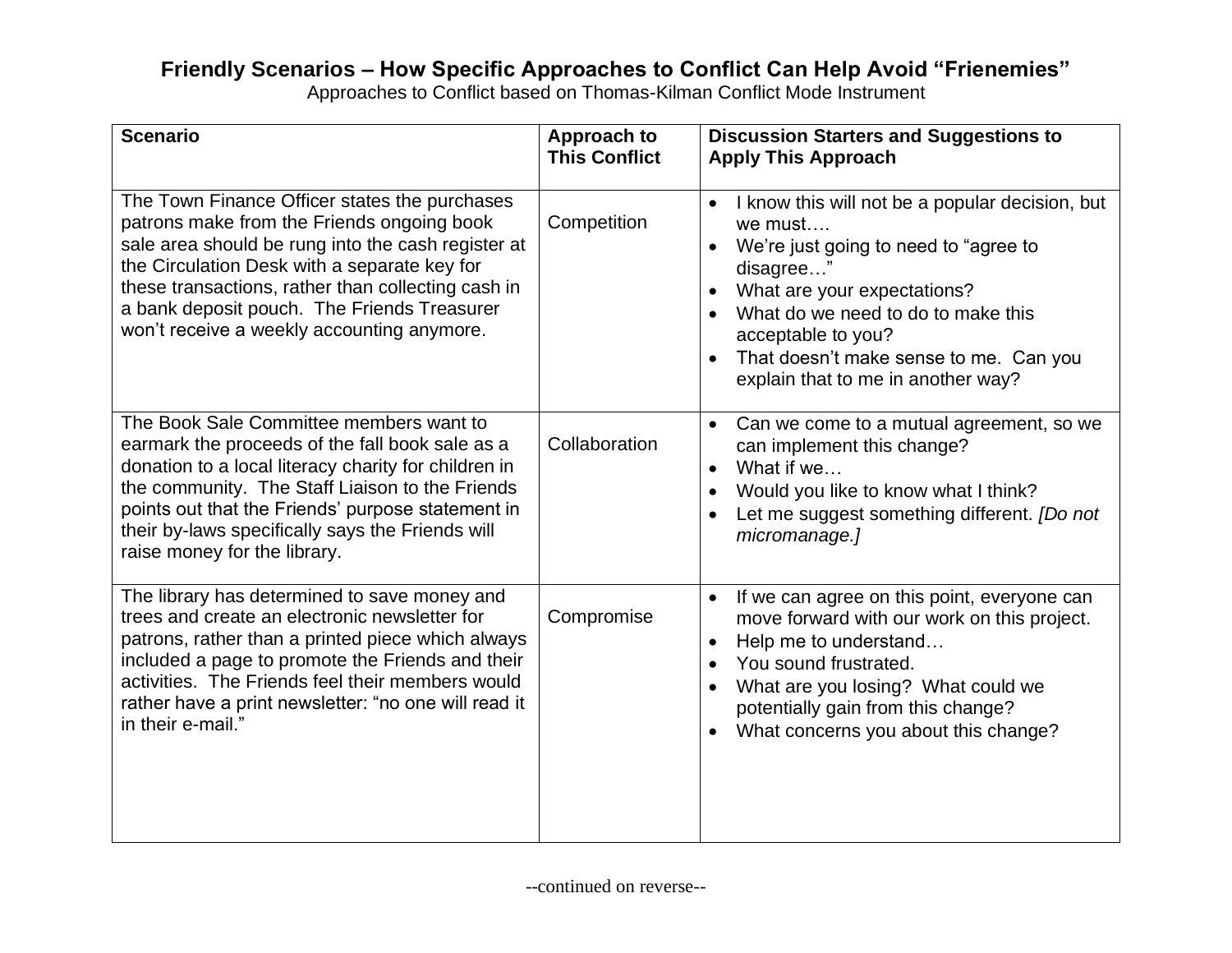# Friendly Scenarios – How Specific Approaches to Conflict Can Help Avoid "Frienemies"

Approaches to Conflict based on Thomas-Kilman Conflict Mode Instrument

| Scenario | Approach to This Conflict | Discussion Starters and Suggestions to Apply This Approach |
|---|---|---|
| The Town Finance Officer states the purchases patrons make from the Friends ongoing book sale area should be rung into the cash register at the Circulation Desk with a separate key for these transactions, rather than collecting cash in a bank deposit pouch. The Friends Treasurer won't receive a weekly accounting anymore. | Competition | • I know this will not be a popular decision, but we must….<br>• We're just going to need to "agree to disagree…"<br>• What are your expectations?<br>• What do we need to do to make this acceptable to you?<br>• That doesn't make sense to me. Can you explain that to me in another way? |
| The Book Sale Committee members want to earmark the proceeds of the fall book sale as a donation to a local literacy charity for children in the community. The Staff Liaison to the Friends points out that the Friends' purpose statement in their by-laws specifically says the Friends will raise money for the library. | Collaboration | • Can we come to a mutual agreement, so we can implement this change?<br>• What if we…<br>• Would you like to know what I think?<br>• Let me suggest something different. *[Do not micromanage.]* |
| The library has determined to save money and trees and create an electronic newsletter for patrons, rather than a printed piece which always included a page to promote the Friends and their activities. The Friends feel their members would rather have a print newsletter: "no one will read it in their e-mail." | Compromise | • If we can agree on this point, everyone can move forward with our work on this project.<br>• Help me to understand…<br>• You sound frustrated.<br>• What are you losing? What could we potentially gain from this change?<br>• What concerns you about this change? |

--continued on reverse--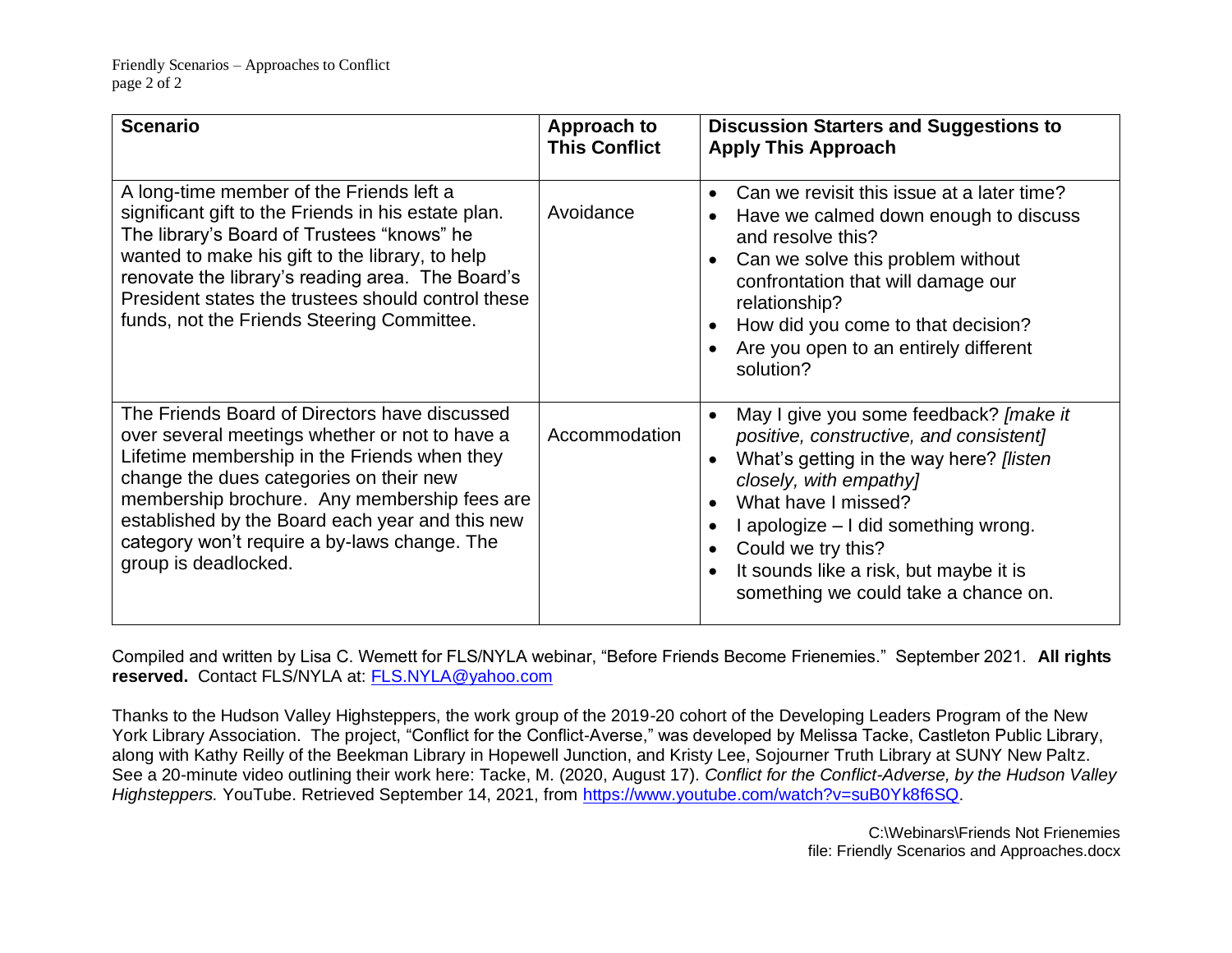| Scenario | Approach to This Conflict | Discussion Starters and Suggestions to Apply This Approach |
|---|---|---|
| A long-time member of the Friends left a significant gift to the Friends in his estate plan. The library's Board of Trustees "knows" he wanted to make his gift to the library, to help renovate the library's reading area. The Board's President states the trustees should control these funds, not the Friends Steering Committee. | Avoidance | • Can we revisit this issue at a later time?<br>• Have we calmed down enough to discuss and resolve this?<br>• Can we solve this problem without confrontation that will damage our relationship?<br>• How did you come to that decision?<br>• Are you open to an entirely different solution? |
| The Friends Board of Directors have discussed over several meetings whether or not to have a Lifetime membership in the Friends when they change the dues categories on their new membership brochure. Any membership fees are established by the Board each year and this new category won't require a by-laws change. The group is deadlocked. | Accommodation | • May I give you some feedback? *[make it positive, constructive, and consistent]*<br>• What's getting in the way here? *[listen closely, with empathy]*<br>• What have I missed?<br>• I apologize – I did something wrong.<br>• Could we try this?<br>• It sounds like a risk, but maybe it is something we could take a chance on. |

Compiled and written by Lisa C. Wemett for FLS/NYLA webinar, "Before Friends Become Frienemies." September 2021. **All rights reserved.** Contact FLS/NYLA at: FLS.NYLA@yahoo.com

Thanks to the Hudson Valley Highsteppers, the work group of the 2019-20 cohort of the Developing Leaders Program of the New York Library Association. The project, "Conflict for the Conflict-Averse," was developed by Melissa Tacke, Castleton Public Library, along with Kathy Reilly of the Beekman Library in Hopewell Junction, and Kristy Lee, Sojourner Truth Library at SUNY New Paltz. See a 20-minute video outlining their work here: Tacke, M. (2020, August 17). *Conflict for the Conflict-Adverse, by the Hudson Valley Highsteppers.* YouTube. Retrieved September 14, 2021, from https://www.youtube.com/watch?v=suB0Yk8f6SQ.

C:\Webinars\Friends Not Frienemies
file: Friendly Scenarios and Approaches.docx